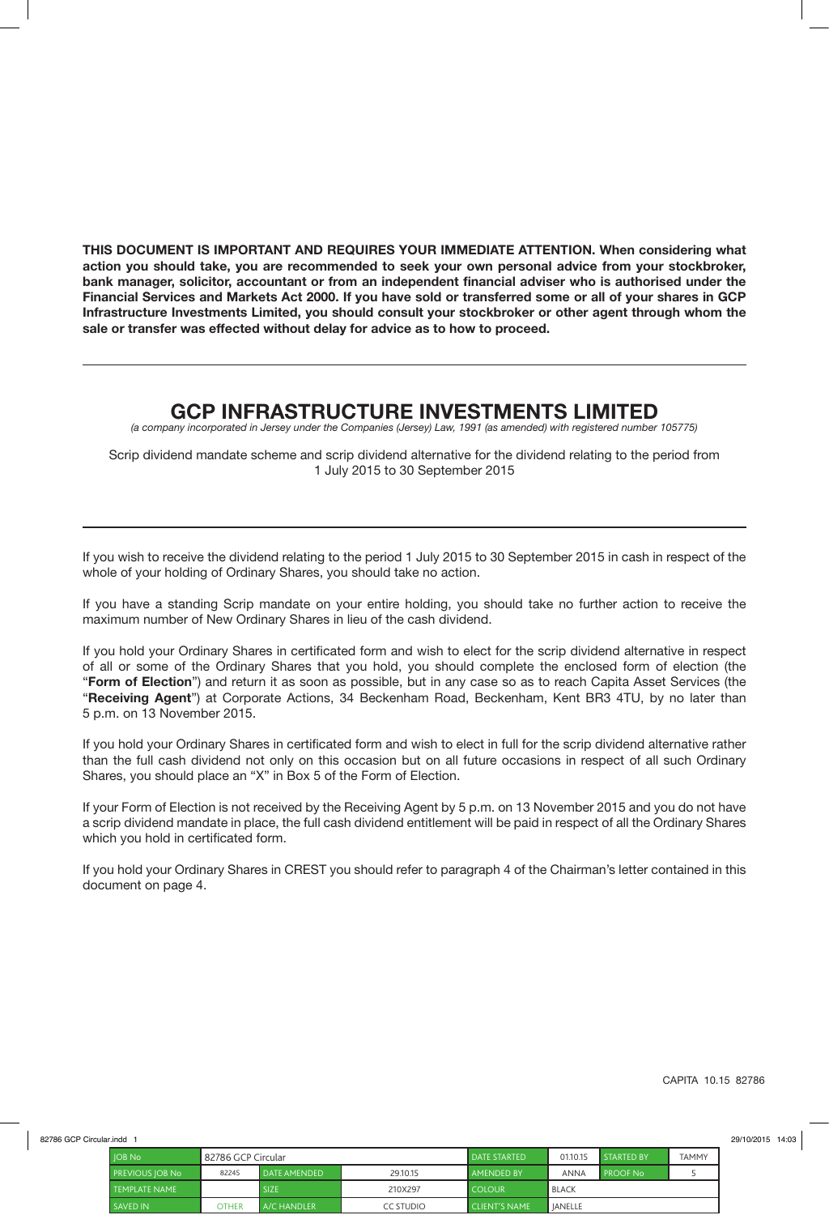**THIS DOCUMENT IS IMPORTANT AND REQUIRES YOUR IMMEDIATE ATTENTION. When considering what action you should take, you are recommended to seek your own personal advice from your stockbroker, bank manager, solicitor, accountant or from an independent financial adviser who is authorised under the Financial Services and Markets Act 2000. If you have sold or transferred some or all of your shares in GCP Infrastructure Investments Limited, you should consult your stockbroker or other agent through whom the sale or transfer was effected without delay for advice as to how to proceed.**

# GCP INFRASTRUCTURE INVESTMENTS LIMITED

*(a company incorporated in Jersey under the Companies (Jersey) Law, 1991 (as amended) with registered number 105775)*

Scrip dividend mandate scheme and scrip dividend alternative for the dividend relating to the period from 1 July 2015 to 30 September 2015

If you wish to receive the dividend relating to the period 1 July 2015 to 30 September 2015 in cash in respect of the whole of your holding of Ordinary Shares, you should take no action.

If you have a standing Scrip mandate on your entire holding, you should take no further action to receive the maximum number of New Ordinary Shares in lieu of the cash dividend.

If you hold your Ordinary Shares in certificated form and wish to elect for the scrip dividend alternative in respect of all or some of the Ordinary Shares that you hold, you should complete the enclosed form of election (the "**Form of Election**") and return it as soon as possible, but in any case so as to reach Capita Asset Services (the "**Receiving Agent**") at Corporate Actions, 34 Beckenham Road, Beckenham, Kent BR3 4TU, by no later than 5 p.m. on 13 November 2015.

If you hold your Ordinary Shares in certificated form and wish to elect in full for the scrip dividend alternative rather than the full cash dividend not only on this occasion but on all future occasions in respect of all such Ordinary Shares, you should place an "X" in Box 5 of the Form of Election.

If your Form of Election is not received by the Receiving Agent by 5 p.m. on 13 November 2015 and you do not have a scrip dividend mandate in place, the full cash dividend entitlement will be paid in respect of all the Ordinary Shares which you hold in certificated form.

If you hold your Ordinary Shares in CREST you should refer to paragraph 4 of the Chairman's letter contained in this document on page 4.

CAPITA 10.15 82786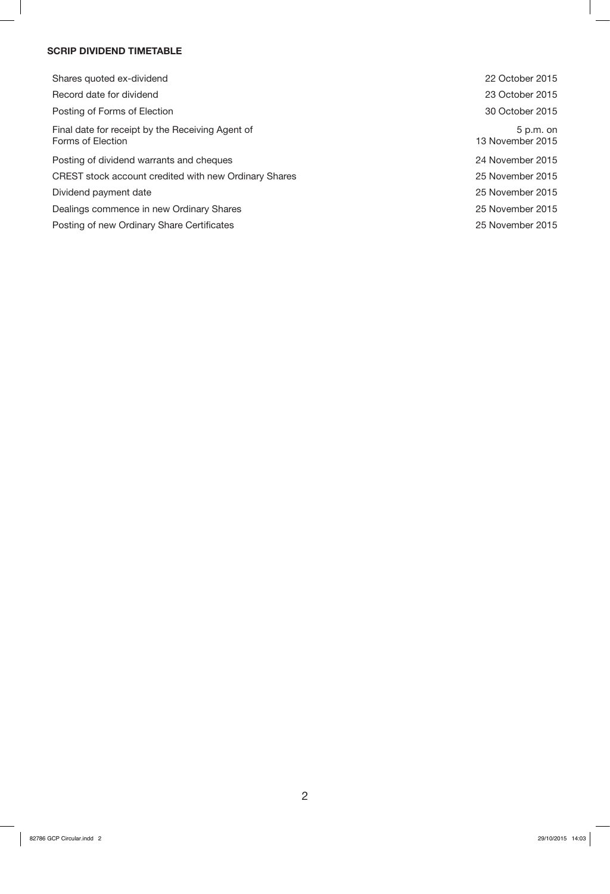## SCRIP DIVIDEND TIMETABLE

| | |
|---|---|
| Shares quoted ex-dividend | 22 October 2015 |
| Record date for dividend | 23 October 2015 |
| Posting of Forms of Election | 30 October 2015 |
| Final date for receipt by the Receiving Agent of Forms of Election | 5 p.m. on 13 November 2015 |
| Posting of dividend warrants and cheques | 24 November 2015 |
| CREST stock account credited with new Ordinary Shares | 25 November 2015 |
| Dividend payment date | 25 November 2015 |
| Dealings commence in new Ordinary Shares | 25 November 2015 |
| Posting of new Ordinary Share Certificates | 25 November 2015 |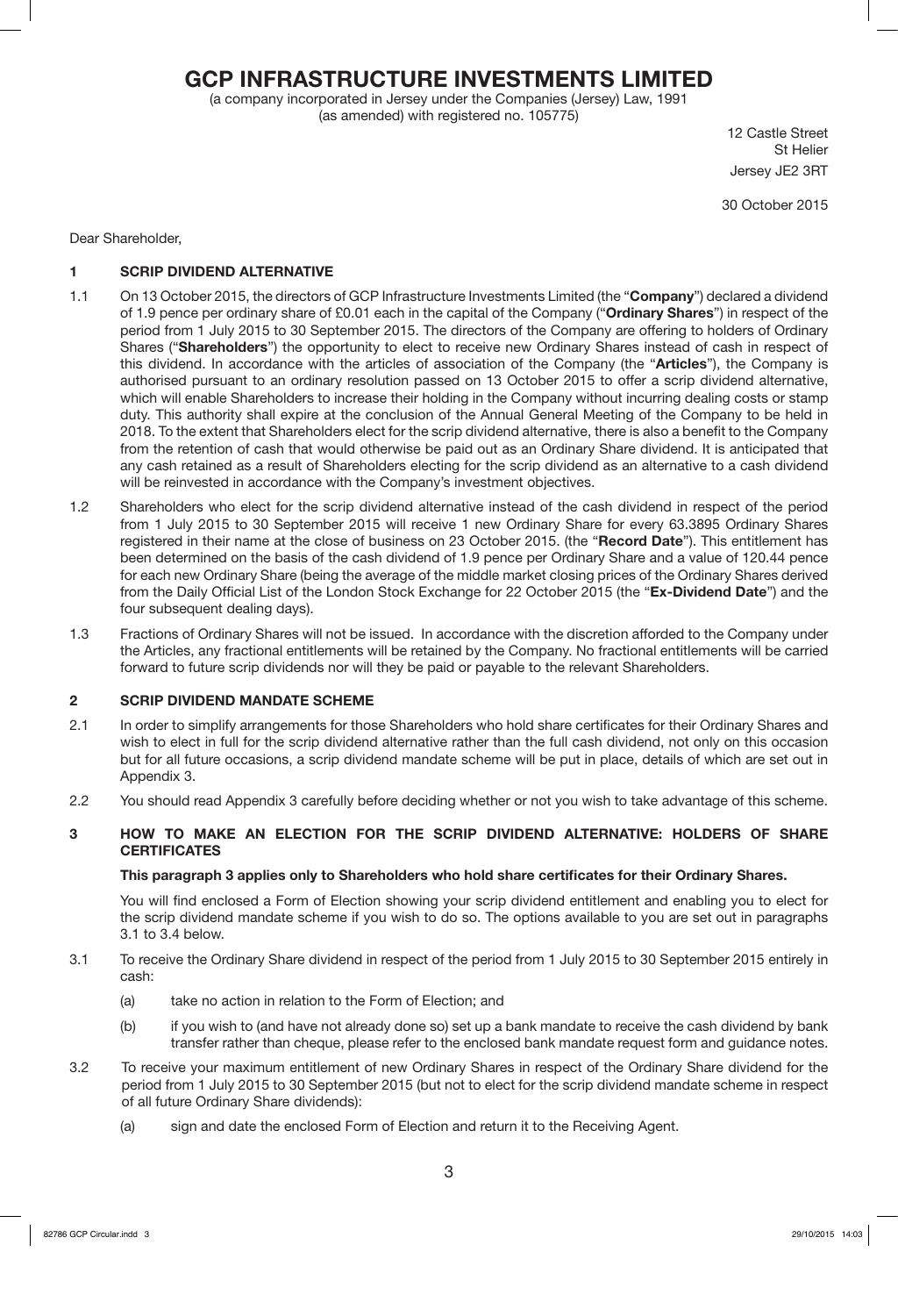# GCP INFRASTRUCTURE INVESTMENTS LIMITED

(a company incorporated in Jersey under the Companies (Jersey) Law, 1991 (as amended) with registered no. 105775)

12 Castle Street
St Helier
Jersey JE2 3RT

30 October 2015

Dear Shareholder,

## 1 SCRIP DIVIDEND ALTERNATIVE

1.1 On 13 October 2015, the directors of GCP Infrastructure Investments Limited (the "**Company**") declared a dividend of 1.9 pence per ordinary share of £0.01 each in the capital of the Company ("**Ordinary Shares**") in respect of the period from 1 July 2015 to 30 September 2015. The directors of the Company are offering to holders of Ordinary Shares ("**Shareholders**") the opportunity to elect to receive new Ordinary Shares instead of cash in respect of this dividend. In accordance with the articles of association of the Company (the "**Articles**"), the Company is authorised pursuant to an ordinary resolution passed on 13 October 2015 to offer a scrip dividend alternative, which will enable Shareholders to increase their holding in the Company without incurring dealing costs or stamp duty. This authority shall expire at the conclusion of the Annual General Meeting of the Company to be held in 2018. To the extent that Shareholders elect for the scrip dividend alternative, there is also a benefit to the Company from the retention of cash that would otherwise be paid out as an Ordinary Share dividend. It is anticipated that any cash retained as a result of Shareholders electing for the scrip dividend as an alternative to a cash dividend will be reinvested in accordance with the Company's investment objectives.

1.2 Shareholders who elect for the scrip dividend alternative instead of the cash dividend in respect of the period from 1 July 2015 to 30 September 2015 will receive 1 new Ordinary Share for every 63.3895 Ordinary Shares registered in their name at the close of business on 23 October 2015. (the "**Record Date**"). This entitlement has been determined on the basis of the cash dividend of 1.9 pence per Ordinary Share and a value of 120.44 pence for each new Ordinary Share (being the average of the middle market closing prices of the Ordinary Shares derived from the Daily Official List of the London Stock Exchange for 22 October 2015 (the "**Ex-Dividend Date**") and the four subsequent dealing days).

1.3 Fractions of Ordinary Shares will not be issued. In accordance with the discretion afforded to the Company under the Articles, any fractional entitlements will be retained by the Company. No fractional entitlements will be carried forward to future scrip dividends nor will they be paid or payable to the relevant Shareholders.

## 2 SCRIP DIVIDEND MANDATE SCHEME

2.1 In order to simplify arrangements for those Shareholders who hold share certificates for their Ordinary Shares and wish to elect in full for the scrip dividend alternative rather than the full cash dividend, not only on this occasion but for all future occasions, a scrip dividend mandate scheme will be put in place, details of which are set out in Appendix 3.

2.2 You should read Appendix 3 carefully before deciding whether or not you wish to take advantage of this scheme.

## 3 HOW TO MAKE AN ELECTION FOR THE SCRIP DIVIDEND ALTERNATIVE: HOLDERS OF SHARE CERTIFICATES

**This paragraph 3 applies only to Shareholders who hold share certificates for their Ordinary Shares.**

You will find enclosed a Form of Election showing your scrip dividend entitlement and enabling you to elect for the scrip dividend mandate scheme if you wish to do so. The options available to you are set out in paragraphs 3.1 to 3.4 below.

3.1 To receive the Ordinary Share dividend in respect of the period from 1 July 2015 to 30 September 2015 entirely in cash:

(a) take no action in relation to the Form of Election; and

(b) if you wish to (and have not already done so) set up a bank mandate to receive the cash dividend by bank transfer rather than cheque, please refer to the enclosed bank mandate request form and guidance notes.

3.2 To receive your maximum entitlement of new Ordinary Shares in respect of the Ordinary Share dividend for the period from 1 July 2015 to 30 September 2015 (but not to elect for the scrip dividend mandate scheme in respect of all future Ordinary Share dividends):

(a) sign and date the enclosed Form of Election and return it to the Receiving Agent.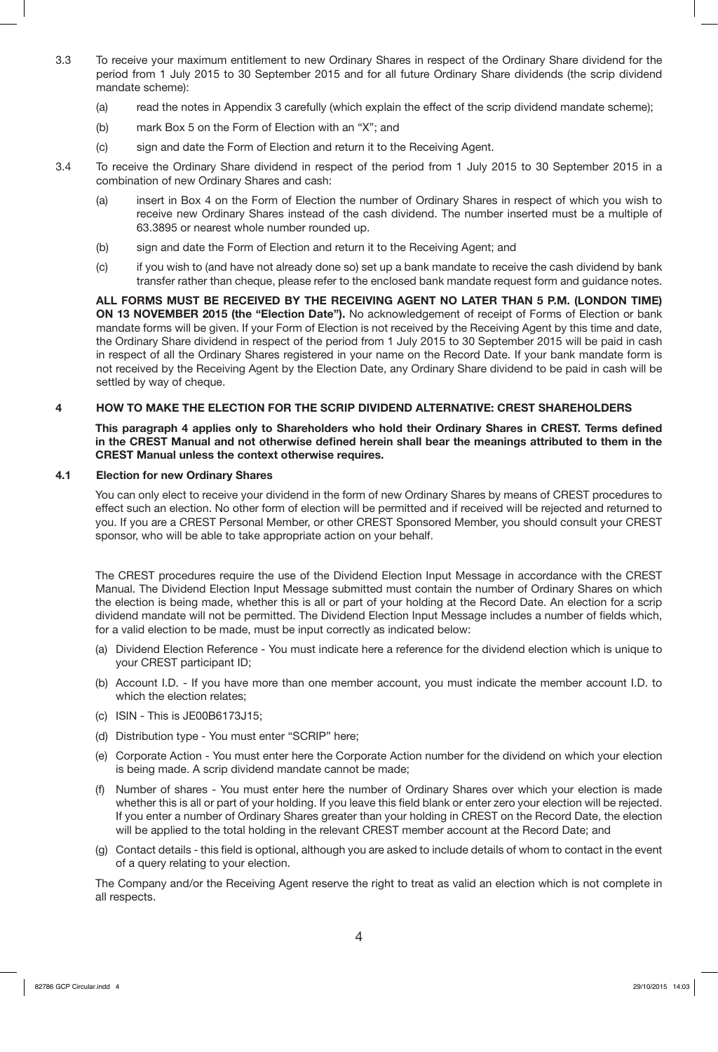3.3 To receive your maximum entitlement to new Ordinary Shares in respect of the Ordinary Share dividend for the period from 1 July 2015 to 30 September 2015 and for all future Ordinary Share dividends (the scrip dividend mandate scheme):

(a) read the notes in Appendix 3 carefully (which explain the effect of the scrip dividend mandate scheme);

(b) mark Box 5 on the Form of Election with an "X"; and

(c) sign and date the Form of Election and return it to the Receiving Agent.

3.4 To receive the Ordinary Share dividend in respect of the period from 1 July 2015 to 30 September 2015 in a combination of new Ordinary Shares and cash:

(a) insert in Box 4 on the Form of Election the number of Ordinary Shares in respect of which you wish to receive new Ordinary Shares instead of the cash dividend. The number inserted must be a multiple of 63.3895 or nearest whole number rounded up.

(b) sign and date the Form of Election and return it to the Receiving Agent; and

(c) if you wish to (and have not already done so) set up a bank mandate to receive the cash dividend by bank transfer rather than cheque, please refer to the enclosed bank mandate request form and guidance notes.

**ALL FORMS MUST BE RECEIVED BY THE RECEIVING AGENT NO LATER THAN 5 P.M. (LONDON TIME) ON 13 NOVEMBER 2015 (the "Election Date").** No acknowledgement of receipt of Forms of Election or bank mandate forms will be given. If your Form of Election is not received by the Receiving Agent by this time and date, the Ordinary Share dividend in respect of the period from 1 July 2015 to 30 September 2015 will be paid in cash in respect of all the Ordinary Shares registered in your name on the Record Date. If your bank mandate form is not received by the Receiving Agent by the Election Date, any Ordinary Share dividend to be paid in cash will be settled by way of cheque.

## 4 HOW TO MAKE THE ELECTION FOR THE SCRIP DIVIDEND ALTERNATIVE: CREST SHAREHOLDERS

**This paragraph 4 applies only to Shareholders who hold their Ordinary Shares in CREST. Terms defined in the CREST Manual and not otherwise defined herein shall bear the meanings attributed to them in the CREST Manual unless the context otherwise requires.**

### 4.1 Election for new Ordinary Shares

You can only elect to receive your dividend in the form of new Ordinary Shares by means of CREST procedures to effect such an election. No other form of election will be permitted and if received will be rejected and returned to you. If you are a CREST Personal Member, or other CREST Sponsored Member, you should consult your CREST sponsor, who will be able to take appropriate action on your behalf.

The CREST procedures require the use of the Dividend Election Input Message in accordance with the CREST Manual. The Dividend Election Input Message submitted must contain the number of Ordinary Shares on which the election is being made, whether this is all or part of your holding at the Record Date. An election for a scrip dividend mandate will not be permitted. The Dividend Election Input Message includes a number of fields which, for a valid election to be made, must be input correctly as indicated below:

(a) Dividend Election Reference - You must indicate here a reference for the dividend election which is unique to your CREST participant ID;

(b) Account I.D. - If you have more than one member account, you must indicate the member account I.D. to which the election relates;

(c) ISIN - This is JE00B6173J15;

(d) Distribution type - You must enter "SCRIP" here;

(e) Corporate Action - You must enter here the Corporate Action number for the dividend on which your election is being made. A scrip dividend mandate cannot be made;

(f) Number of shares - You must enter here the number of Ordinary Shares over which your election is made whether this is all or part of your holding. If you leave this field blank or enter zero your election will be rejected. If you enter a number of Ordinary Shares greater than your holding in CREST on the Record Date, the election will be applied to the total holding in the relevant CREST member account at the Record Date; and

(g) Contact details - this field is optional, although you are asked to include details of whom to contact in the event of a query relating to your election.

The Company and/or the Receiving Agent reserve the right to treat as valid an election which is not complete in all respects.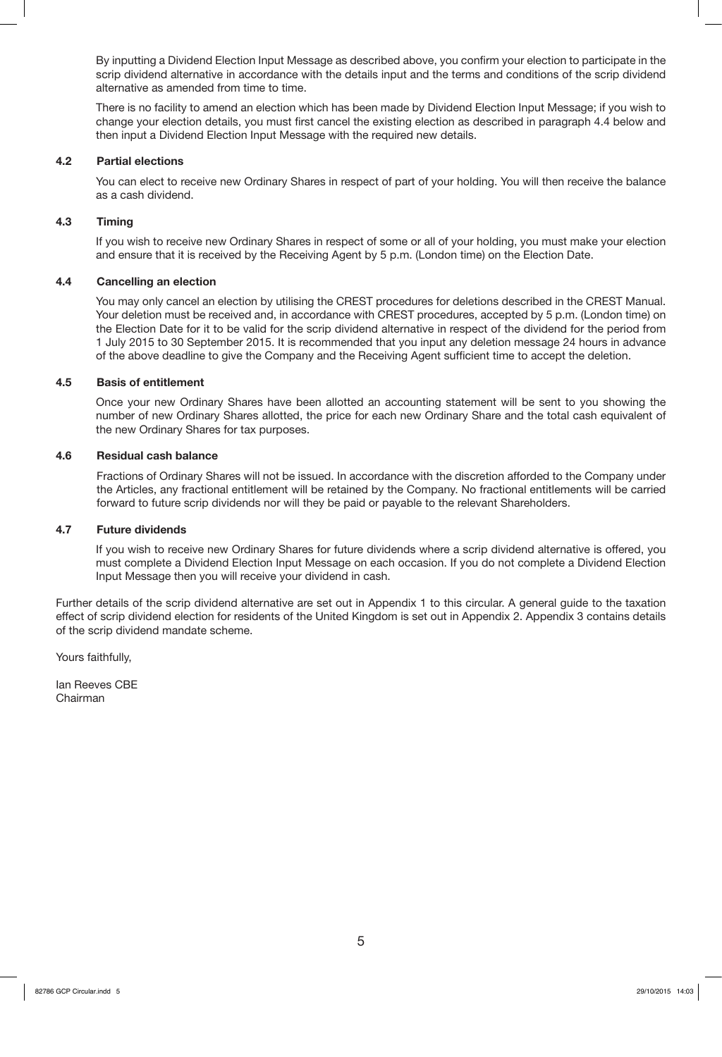By inputting a Dividend Election Input Message as described above, you confirm your election to participate in the scrip dividend alternative in accordance with the details input and the terms and conditions of the scrip dividend alternative as amended from time to time.

There is no facility to amend an election which has been made by Dividend Election Input Message; if you wish to change your election details, you must first cancel the existing election as described in paragraph 4.4 below and then input a Dividend Election Input Message with the required new details.

#### 4.2 Partial elections

You can elect to receive new Ordinary Shares in respect of part of your holding. You will then receive the balance as a cash dividend.

#### 4.3 Timing

If you wish to receive new Ordinary Shares in respect of some or all of your holding, you must make your election and ensure that it is received by the Receiving Agent by 5 p.m. (London time) on the Election Date.

#### 4.4 Cancelling an election

You may only cancel an election by utilising the CREST procedures for deletions described in the CREST Manual. Your deletion must be received and, in accordance with CREST procedures, accepted by 5 p.m. (London time) on the Election Date for it to be valid for the scrip dividend alternative in respect of the dividend for the period from 1 July 2015 to 30 September 2015. It is recommended that you input any deletion message 24 hours in advance of the above deadline to give the Company and the Receiving Agent sufficient time to accept the deletion.

#### 4.5 Basis of entitlement

Once your new Ordinary Shares have been allotted an accounting statement will be sent to you showing the number of new Ordinary Shares allotted, the price for each new Ordinary Share and the total cash equivalent of the new Ordinary Shares for tax purposes.

#### 4.6 Residual cash balance

Fractions of Ordinary Shares will not be issued. In accordance with the discretion afforded to the Company under the Articles, any fractional entitlement will be retained by the Company. No fractional entitlements will be carried forward to future scrip dividends nor will they be paid or payable to the relevant Shareholders.

#### 4.7 Future dividends

If you wish to receive new Ordinary Shares for future dividends where a scrip dividend alternative is offered, you must complete a Dividend Election Input Message on each occasion. If you do not complete a Dividend Election Input Message then you will receive your dividend in cash.

Further details of the scrip dividend alternative are set out in Appendix 1 to this circular. A general guide to the taxation effect of scrip dividend election for residents of the United Kingdom is set out in Appendix 2. Appendix 3 contains details of the scrip dividend mandate scheme.

Yours faithfully,

Ian Reeves CBE
Chairman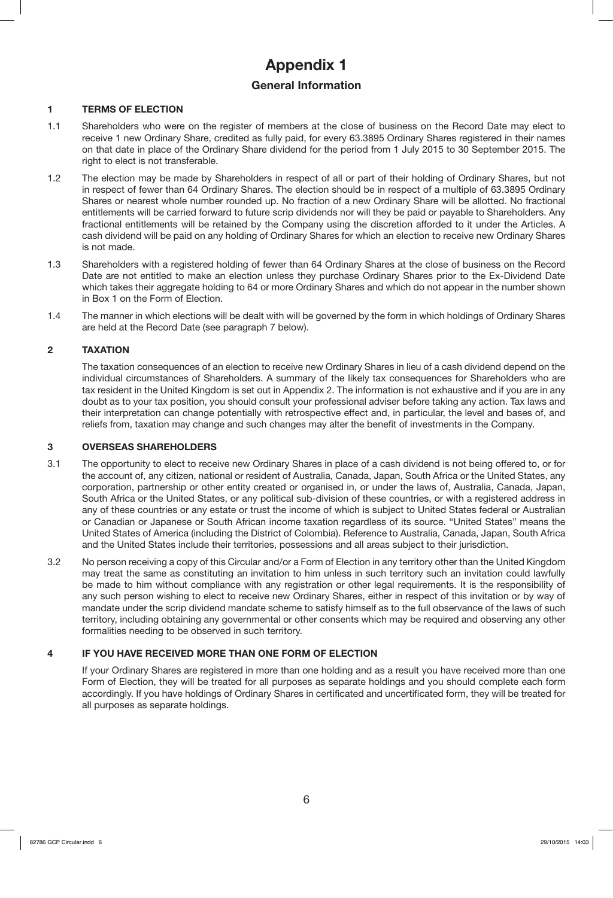# Appendix 1

## General Information

### 1 TERMS OF ELECTION

1.1 Shareholders who were on the register of members at the close of business on the Record Date may elect to receive 1 new Ordinary Share, credited as fully paid, for every 63.3895 Ordinary Shares registered in their names on that date in place of the Ordinary Share dividend for the period from 1 July 2015 to 30 September 2015. The right to elect is not transferable.

1.2 The election may be made by Shareholders in respect of all or part of their holding of Ordinary Shares, but not in respect of fewer than 64 Ordinary Shares. The election should be in respect of a multiple of 63.3895 Ordinary Shares or nearest whole number rounded up. No fraction of a new Ordinary Share will be allotted. No fractional entitlements will be carried forward to future scrip dividends nor will they be paid or payable to Shareholders. Any fractional entitlements will be retained by the Company using the discretion afforded to it under the Articles. A cash dividend will be paid on any holding of Ordinary Shares for which an election to receive new Ordinary Shares is not made.

1.3 Shareholders with a registered holding of fewer than 64 Ordinary Shares at the close of business on the Record Date are not entitled to make an election unless they purchase Ordinary Shares prior to the Ex-Dividend Date which takes their aggregate holding to 64 or more Ordinary Shares and which do not appear in the number shown in Box 1 on the Form of Election.

1.4 The manner in which elections will be dealt with will be governed by the form in which holdings of Ordinary Shares are held at the Record Date (see paragraph 7 below).

### 2 TAXATION

The taxation consequences of an election to receive new Ordinary Shares in lieu of a cash dividend depend on the individual circumstances of Shareholders. A summary of the likely tax consequences for Shareholders who are tax resident in the United Kingdom is set out in Appendix 2. The information is not exhaustive and if you are in any doubt as to your tax position, you should consult your professional adviser before taking any action. Tax laws and their interpretation can change potentially with retrospective effect and, in particular, the level and bases of, and reliefs from, taxation may change and such changes may alter the benefit of investments in the Company.

### 3 OVERSEAS SHAREHOLDERS

3.1 The opportunity to elect to receive new Ordinary Shares in place of a cash dividend is not being offered to, or for the account of, any citizen, national or resident of Australia, Canada, Japan, South Africa or the United States, any corporation, partnership or other entity created or organised in, or under the laws of, Australia, Canada, Japan, South Africa or the United States, or any political sub-division of these countries, or with a registered address in any of these countries or any estate or trust the income of which is subject to United States federal or Australian or Canadian or Japanese or South African income taxation regardless of its source. "United States" means the United States of America (including the District of Colombia). Reference to Australia, Canada, Japan, South Africa and the United States include their territories, possessions and all areas subject to their jurisdiction.

3.2 No person receiving a copy of this Circular and/or a Form of Election in any territory other than the United Kingdom may treat the same as constituting an invitation to him unless in such territory such an invitation could lawfully be made to him without compliance with any registration or other legal requirements. It is the responsibility of any such person wishing to elect to receive new Ordinary Shares, either in respect of this invitation or by way of mandate under the scrip dividend mandate scheme to satisfy himself as to the full observance of the laws of such territory, including obtaining any governmental or other consents which may be required and observing any other formalities needing to be observed in such territory.

### 4 IF YOU HAVE RECEIVED MORE THAN ONE FORM OF ELECTION

If your Ordinary Shares are registered in more than one holding and as a result you have received more than one Form of Election, they will be treated for all purposes as separate holdings and you should complete each form accordingly. If you have holdings of Ordinary Shares in certificated and uncertificated form, they will be treated for all purposes as separate holdings.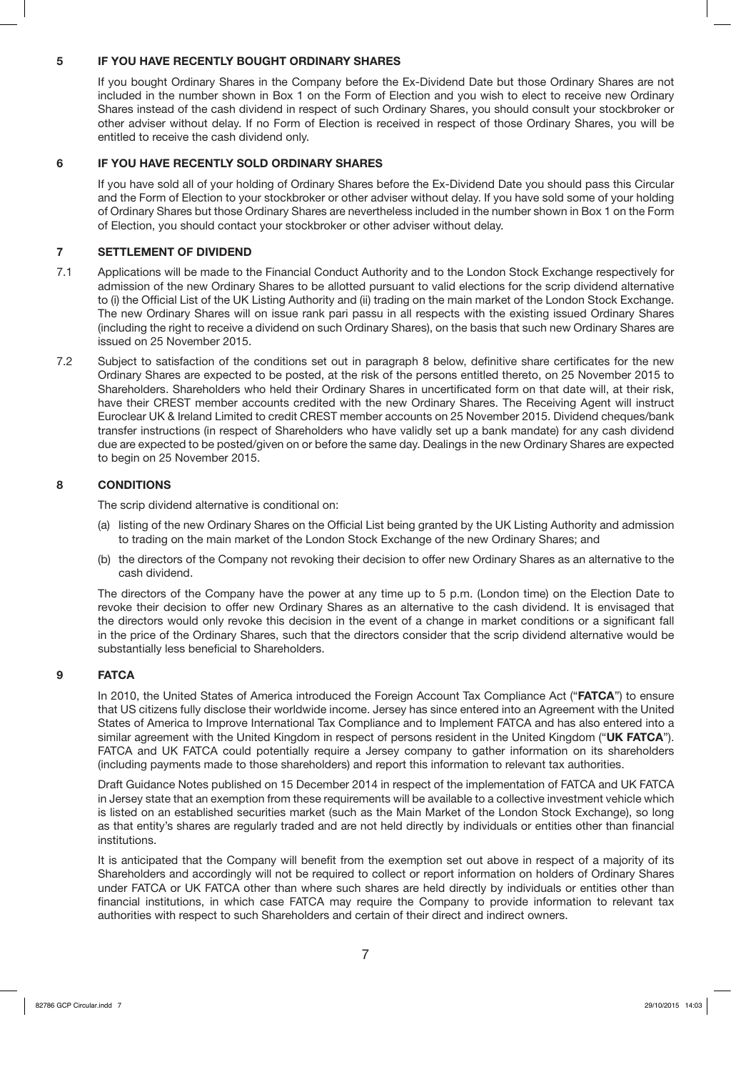## 5 IF YOU HAVE RECENTLY BOUGHT ORDINARY SHARES

If you bought Ordinary Shares in the Company before the Ex-Dividend Date but those Ordinary Shares are not included in the number shown in Box 1 on the Form of Election and you wish to elect to receive new Ordinary Shares instead of the cash dividend in respect of such Ordinary Shares, you should consult your stockbroker or other adviser without delay. If no Form of Election is received in respect of those Ordinary Shares, you will be entitled to receive the cash dividend only.

## 6 IF YOU HAVE RECENTLY SOLD ORDINARY SHARES

If you have sold all of your holding of Ordinary Shares before the Ex-Dividend Date you should pass this Circular and the Form of Election to your stockbroker or other adviser without delay. If you have sold some of your holding of Ordinary Shares but those Ordinary Shares are nevertheless included in the number shown in Box 1 on the Form of Election, you should contact your stockbroker or other adviser without delay.

## 7 SETTLEMENT OF DIVIDEND

7.1 Applications will be made to the Financial Conduct Authority and to the London Stock Exchange respectively for admission of the new Ordinary Shares to be allotted pursuant to valid elections for the scrip dividend alternative to (i) the Official List of the UK Listing Authority and (ii) trading on the main market of the London Stock Exchange. The new Ordinary Shares will on issue rank pari passu in all respects with the existing issued Ordinary Shares (including the right to receive a dividend on such Ordinary Shares), on the basis that such new Ordinary Shares are issued on 25 November 2015.

7.2 Subject to satisfaction of the conditions set out in paragraph 8 below, definitive share certificates for the new Ordinary Shares are expected to be posted, at the risk of the persons entitled thereto, on 25 November 2015 to Shareholders. Shareholders who held their Ordinary Shares in uncertificated form on that date will, at their risk, have their CREST member accounts credited with the new Ordinary Shares. The Receiving Agent will instruct Euroclear UK & Ireland Limited to credit CREST member accounts on 25 November 2015. Dividend cheques/bank transfer instructions (in respect of Shareholders who have validly set up a bank mandate) for any cash dividend due are expected to be posted/given on or before the same day. Dealings in the new Ordinary Shares are expected to begin on 25 November 2015.

## 8 CONDITIONS

The scrip dividend alternative is conditional on:

(a) listing of the new Ordinary Shares on the Official List being granted by the UK Listing Authority and admission to trading on the main market of the London Stock Exchange of the new Ordinary Shares; and

(b) the directors of the Company not revoking their decision to offer new Ordinary Shares as an alternative to the cash dividend.

The directors of the Company have the power at any time up to 5 p.m. (London time) on the Election Date to revoke their decision to offer new Ordinary Shares as an alternative to the cash dividend. It is envisaged that the directors would only revoke this decision in the event of a change in market conditions or a significant fall in the price of the Ordinary Shares, such that the directors consider that the scrip dividend alternative would be substantially less beneficial to Shareholders.

## 9 FATCA

In 2010, the United States of America introduced the Foreign Account Tax Compliance Act ("**FATCA**") to ensure that US citizens fully disclose their worldwide income. Jersey has since entered into an Agreement with the United States of America to Improve International Tax Compliance and to Implement FATCA and has also entered into a similar agreement with the United Kingdom in respect of persons resident in the United Kingdom ("**UK FATCA**"). FATCA and UK FATCA could potentially require a Jersey company to gather information on its shareholders (including payments made to those shareholders) and report this information to relevant tax authorities.

Draft Guidance Notes published on 15 December 2014 in respect of the implementation of FATCA and UK FATCA in Jersey state that an exemption from these requirements will be available to a collective investment vehicle which is listed on an established securities market (such as the Main Market of the London Stock Exchange), so long as that entity's shares are regularly traded and are not held directly by individuals or entities other than financial institutions.

It is anticipated that the Company will benefit from the exemption set out above in respect of a majority of its Shareholders and accordingly will not be required to collect or report information on holders of Ordinary Shares under FATCA or UK FATCA other than where such shares are held directly by individuals or entities other than financial institutions, in which case FATCA may require the Company to provide information to relevant tax authorities with respect to such Shareholders and certain of their direct and indirect owners.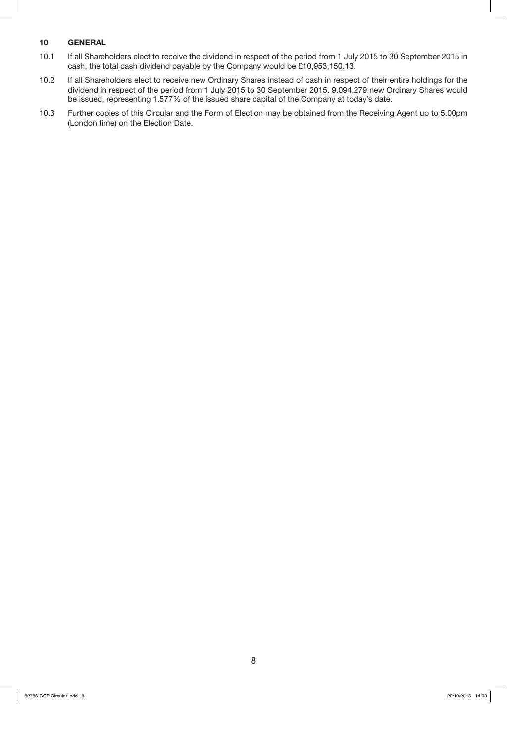## 10 GENERAL

10.1 If all Shareholders elect to receive the dividend in respect of the period from 1 July 2015 to 30 September 2015 in cash, the total cash dividend payable by the Company would be £10,953,150.13.

10.2 If all Shareholders elect to receive new Ordinary Shares instead of cash in respect of their entire holdings for the dividend in respect of the period from 1 July 2015 to 30 September 2015, 9,094,279 new Ordinary Shares would be issued, representing 1.577% of the issued share capital of the Company at today's date.

10.3 Further copies of this Circular and the Form of Election may be obtained from the Receiving Agent up to 5.00pm (London time) on the Election Date.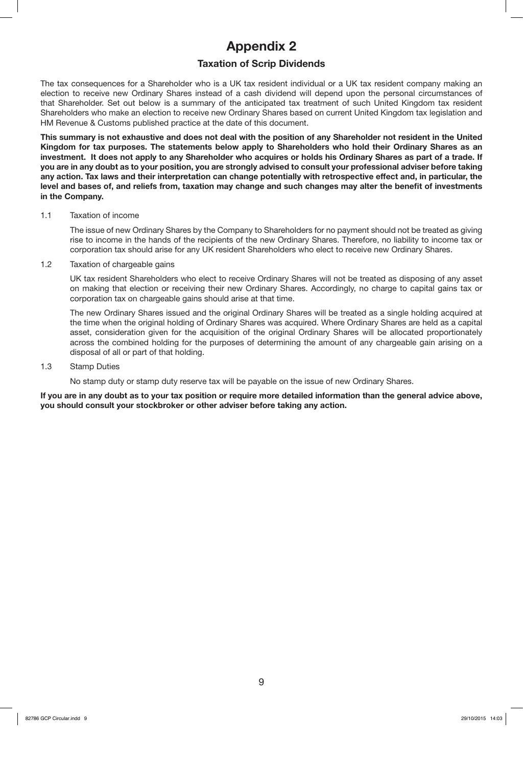# Appendix 2

## Taxation of Scrip Dividends

The tax consequences for a Shareholder who is a UK tax resident individual or a UK tax resident company making an election to receive new Ordinary Shares instead of a cash dividend will depend upon the personal circumstances of that Shareholder. Set out below is a summary of the anticipated tax treatment of such United Kingdom tax resident Shareholders who make an election to receive new Ordinary Shares based on current United Kingdom tax legislation and HM Revenue & Customs published practice at the date of this document.

**This summary is not exhaustive and does not deal with the position of any Shareholder not resident in the United Kingdom for tax purposes. The statements below apply to Shareholders who hold their Ordinary Shares as an investment. It does not apply to any Shareholder who acquires or holds his Ordinary Shares as part of a trade. If you are in any doubt as to your position, you are strongly advised to consult your professional adviser before taking any action. Tax laws and their interpretation can change potentially with retrospective effect and, in particular, the level and bases of, and reliefs from, taxation may change and such changes may alter the benefit of investments in the Company.**

1.1 Taxation of income

The issue of new Ordinary Shares by the Company to Shareholders for no payment should not be treated as giving rise to income in the hands of the recipients of the new Ordinary Shares. Therefore, no liability to income tax or corporation tax should arise for any UK resident Shareholders who elect to receive new Ordinary Shares.

1.2 Taxation of chargeable gains

UK tax resident Shareholders who elect to receive Ordinary Shares will not be treated as disposing of any asset on making that election or receiving their new Ordinary Shares. Accordingly, no charge to capital gains tax or corporation tax on chargeable gains should arise at that time.

The new Ordinary Shares issued and the original Ordinary Shares will be treated as a single holding acquired at the time when the original holding of Ordinary Shares was acquired. Where Ordinary Shares are held as a capital asset, consideration given for the acquisition of the original Ordinary Shares will be allocated proportionately across the combined holding for the purposes of determining the amount of any chargeable gain arising on a disposal of all or part of that holding.

1.3 Stamp Duties

No stamp duty or stamp duty reserve tax will be payable on the issue of new Ordinary Shares.

**If you are in any doubt as to your tax position or require more detailed information than the general advice above, you should consult your stockbroker or other adviser before taking any action.**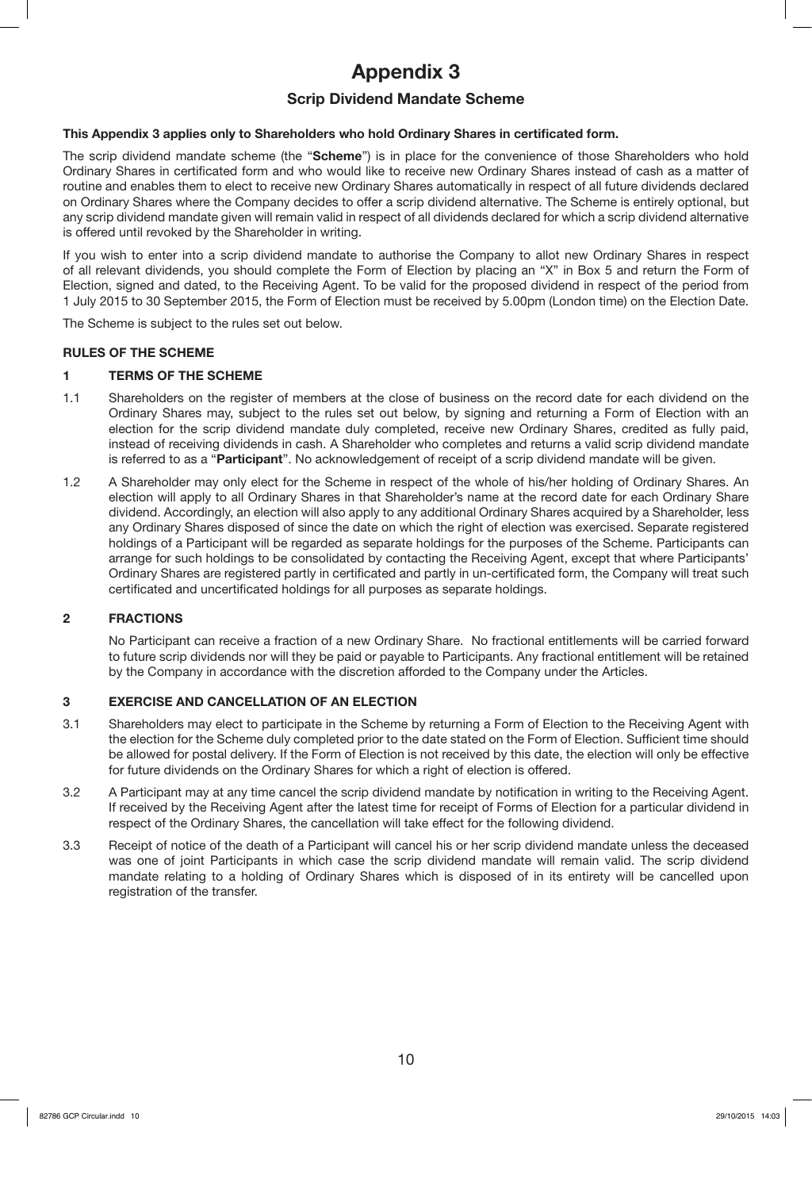# Appendix 3

## Scrip Dividend Mandate Scheme

**This Appendix 3 applies only to Shareholders who hold Ordinary Shares in certificated form.**

The scrip dividend mandate scheme (the "**Scheme**") is in place for the convenience of those Shareholders who hold Ordinary Shares in certificated form and who would like to receive new Ordinary Shares instead of cash as a matter of routine and enables them to elect to receive new Ordinary Shares automatically in respect of all future dividends declared on Ordinary Shares where the Company decides to offer a scrip dividend alternative. The Scheme is entirely optional, but any scrip dividend mandate given will remain valid in respect of all dividends declared for which a scrip dividend alternative is offered until revoked by the Shareholder in writing.

If you wish to enter into a scrip dividend mandate to authorise the Company to allot new Ordinary Shares in respect of all relevant dividends, you should complete the Form of Election by placing an "X" in Box 5 and return the Form of Election, signed and dated, to the Receiving Agent. To be valid for the proposed dividend in respect of the period from 1 July 2015 to 30 September 2015, the Form of Election must be received by 5.00pm (London time) on the Election Date.

The Scheme is subject to the rules set out below.

### RULES OF THE SCHEME

### 1 TERMS OF THE SCHEME

1.1 Shareholders on the register of members at the close of business on the record date for each dividend on the Ordinary Shares may, subject to the rules set out below, by signing and returning a Form of Election with an election for the scrip dividend mandate duly completed, receive new Ordinary Shares, credited as fully paid, instead of receiving dividends in cash. A Shareholder who completes and returns a valid scrip dividend mandate is referred to as a "**Participant**". No acknowledgement of receipt of a scrip dividend mandate will be given.

1.2 A Shareholder may only elect for the Scheme in respect of the whole of his/her holding of Ordinary Shares. An election will apply to all Ordinary Shares in that Shareholder's name at the record date for each Ordinary Share dividend. Accordingly, an election will also apply to any additional Ordinary Shares acquired by a Shareholder, less any Ordinary Shares disposed of since the date on which the right of election was exercised. Separate registered holdings of a Participant will be regarded as separate holdings for the purposes of the Scheme. Participants can arrange for such holdings to be consolidated by contacting the Receiving Agent, except that where Participants' Ordinary Shares are registered partly in certificated and partly in un-certificated form, the Company will treat such certificated and uncertificated holdings for all purposes as separate holdings.

### 2 FRACTIONS

No Participant can receive a fraction of a new Ordinary Share. No fractional entitlements will be carried forward to future scrip dividends nor will they be paid or payable to Participants. Any fractional entitlement will be retained by the Company in accordance with the discretion afforded to the Company under the Articles.

### 3 EXERCISE AND CANCELLATION OF AN ELECTION

3.1 Shareholders may elect to participate in the Scheme by returning a Form of Election to the Receiving Agent with the election for the Scheme duly completed prior to the date stated on the Form of Election. Sufficient time should be allowed for postal delivery. If the Form of Election is not received by this date, the election will only be effective for future dividends on the Ordinary Shares for which a right of election is offered.

3.2 A Participant may at any time cancel the scrip dividend mandate by notification in writing to the Receiving Agent. If received by the Receiving Agent after the latest time for receipt of Forms of Election for a particular dividend in respect of the Ordinary Shares, the cancellation will take effect for the following dividend.

3.3 Receipt of notice of the death of a Participant will cancel his or her scrip dividend mandate unless the deceased was one of joint Participants in which case the scrip dividend mandate will remain valid. The scrip dividend mandate relating to a holding of Ordinary Shares which is disposed of in its entirety will be cancelled upon registration of the transfer.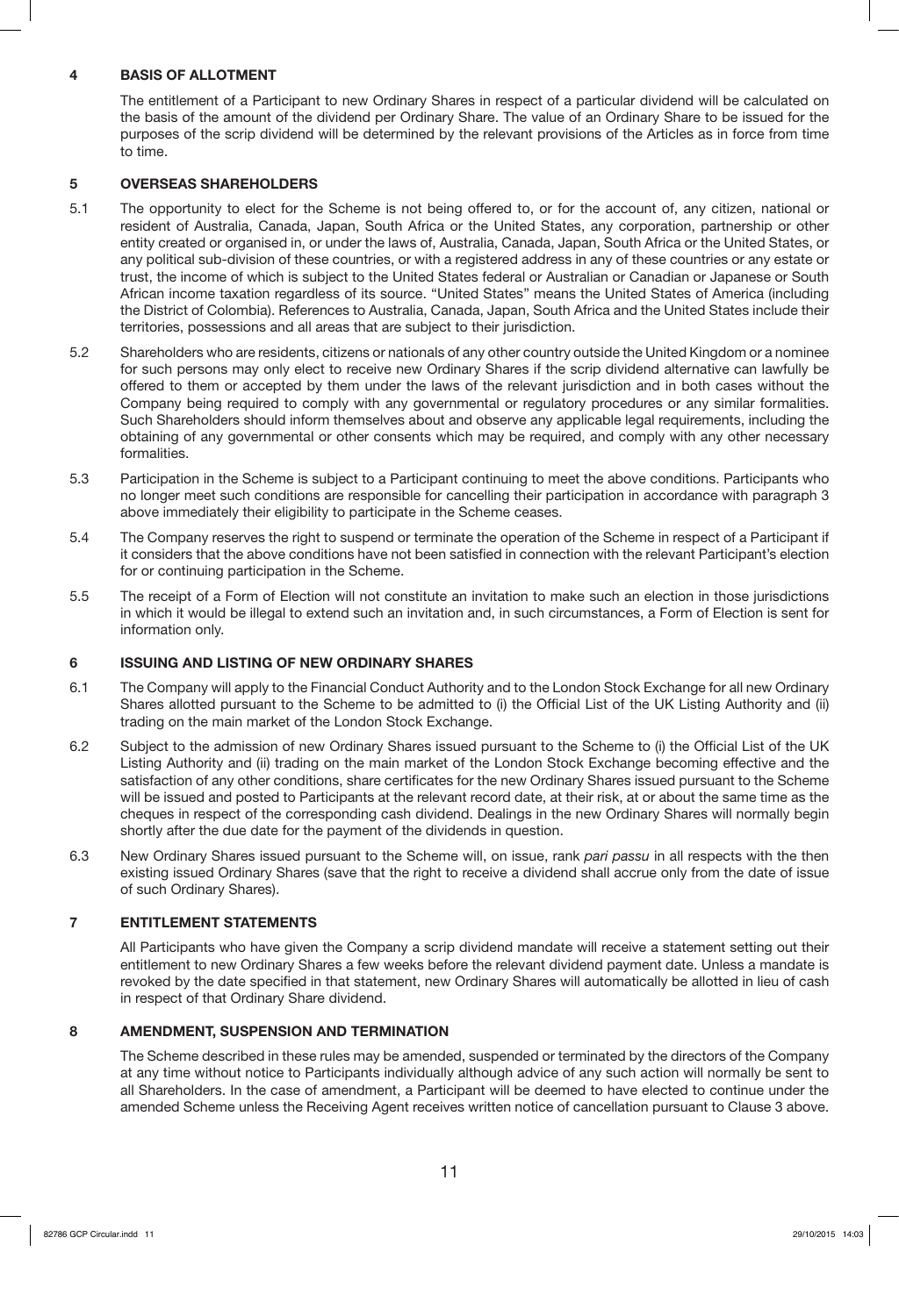## 4 BASIS OF ALLOTMENT

The entitlement of a Participant to new Ordinary Shares in respect of a particular dividend will be calculated on the basis of the amount of the dividend per Ordinary Share. The value of an Ordinary Share to be issued for the purposes of the scrip dividend will be determined by the relevant provisions of the Articles as in force from time to time.

## 5 OVERSEAS SHAREHOLDERS

5.1 The opportunity to elect for the Scheme is not being offered to, or for the account of, any citizen, national or resident of Australia, Canada, Japan, South Africa or the United States, any corporation, partnership or other entity created or organised in, or under the laws of, Australia, Canada, Japan, South Africa or the United States, or any political sub-division of these countries, or with a registered address in any of these countries or any estate or trust, the income of which is subject to the United States federal or Australian or Canadian or Japanese or South African income taxation regardless of its source. "United States" means the United States of America (including the District of Colombia). References to Australia, Canada, Japan, South Africa and the United States include their territories, possessions and all areas that are subject to their jurisdiction.

5.2 Shareholders who are residents, citizens or nationals of any other country outside the United Kingdom or a nominee for such persons may only elect to receive new Ordinary Shares if the scrip dividend alternative can lawfully be offered to them or accepted by them under the laws of the relevant jurisdiction and in both cases without the Company being required to comply with any governmental or regulatory procedures or any similar formalities. Such Shareholders should inform themselves about and observe any applicable legal requirements, including the obtaining of any governmental or other consents which may be required, and comply with any other necessary formalities.

5.3 Participation in the Scheme is subject to a Participant continuing to meet the above conditions. Participants who no longer meet such conditions are responsible for cancelling their participation in accordance with paragraph 3 above immediately their eligibility to participate in the Scheme ceases.

5.4 The Company reserves the right to suspend or terminate the operation of the Scheme in respect of a Participant if it considers that the above conditions have not been satisfied in connection with the relevant Participant's election for or continuing participation in the Scheme.

5.5 The receipt of a Form of Election will not constitute an invitation to make such an election in those jurisdictions in which it would be illegal to extend such an invitation and, in such circumstances, a Form of Election is sent for information only.

## 6 ISSUING AND LISTING OF NEW ORDINARY SHARES

6.1 The Company will apply to the Financial Conduct Authority and to the London Stock Exchange for all new Ordinary Shares allotted pursuant to the Scheme to be admitted to (i) the Official List of the UK Listing Authority and (ii) trading on the main market of the London Stock Exchange.

6.2 Subject to the admission of new Ordinary Shares issued pursuant to the Scheme to (i) the Official List of the UK Listing Authority and (ii) trading on the main market of the London Stock Exchange becoming effective and the satisfaction of any other conditions, share certificates for the new Ordinary Shares issued pursuant to the Scheme will be issued and posted to Participants at the relevant record date, at their risk, at or about the same time as the cheques in respect of the corresponding cash dividend. Dealings in the new Ordinary Shares will normally begin shortly after the due date for the payment of the dividends in question.

6.3 New Ordinary Shares issued pursuant to the Scheme will, on issue, rank *pari passu* in all respects with the then existing issued Ordinary Shares (save that the right to receive a dividend shall accrue only from the date of issue of such Ordinary Shares).

## 7 ENTITLEMENT STATEMENTS

All Participants who have given the Company a scrip dividend mandate will receive a statement setting out their entitlement to new Ordinary Shares a few weeks before the relevant dividend payment date. Unless a mandate is revoked by the date specified in that statement, new Ordinary Shares will automatically be allotted in lieu of cash in respect of that Ordinary Share dividend.

## 8 AMENDMENT, SUSPENSION AND TERMINATION

The Scheme described in these rules may be amended, suspended or terminated by the directors of the Company at any time without notice to Participants individually although advice of any such action will normally be sent to all Shareholders. In the case of amendment, a Participant will be deemed to have elected to continue under the amended Scheme unless the Receiving Agent receives written notice of cancellation pursuant to Clause 3 above.